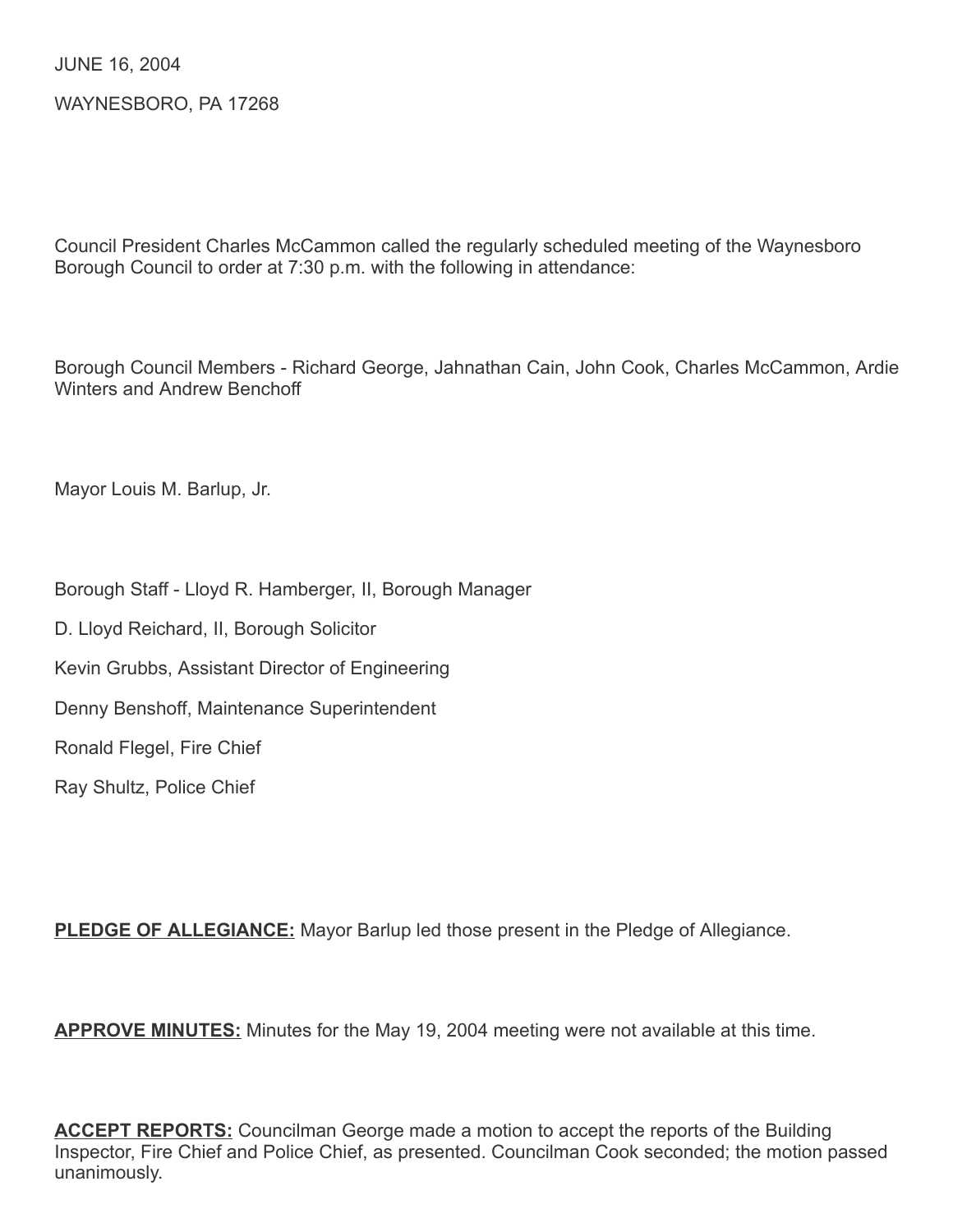JUNE 16, 2004

WAYNESBORO, PA 17268

Council President Charles McCammon called the regularly scheduled meeting of the Waynesboro Borough Council to order at 7:30 p.m. with the following in attendance:

Borough Council Members - Richard George, Jahnathan Cain, John Cook, Charles McCammon, Ardie Winters and Andrew Benchoff

Mayor Louis M. Barlup, Jr.

Borough Staff - Lloyd R. Hamberger, II, Borough Manager

D. Lloyd Reichard, II, Borough Solicitor

Kevin Grubbs, Assistant Director of Engineering

Denny Benshoff, Maintenance Superintendent

Ronald Flegel, Fire Chief

Ray Shultz, Police Chief

**PLEDGE OF ALLEGIANCE:** Mayor Barlup led those present in the Pledge of Allegiance.

**APPROVE MINUTES:** Minutes for the May 19, 2004 meeting were not available at this time.

**ACCEPT REPORTS:** Councilman George made a motion to accept the reports of the Building Inspector, Fire Chief and Police Chief, as presented. Councilman Cook seconded; the motion passed unanimously.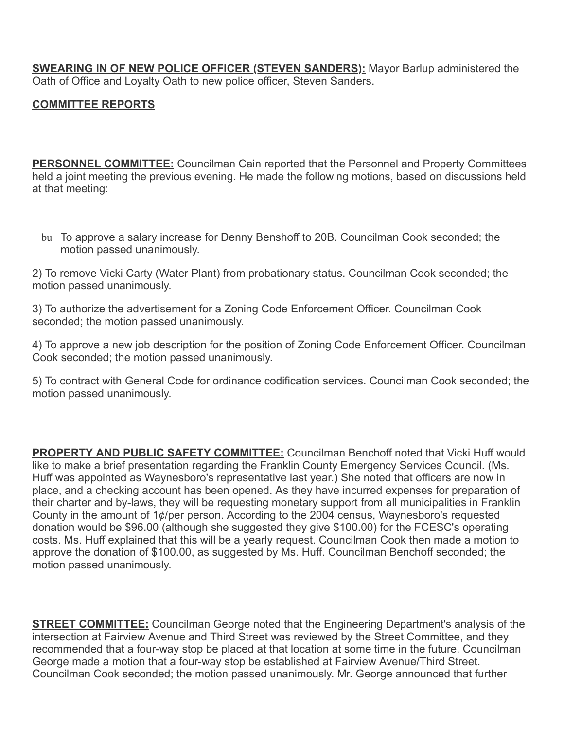**SWEARING IN OF NEW POLICE OFFICER (STEVEN SANDERS):** Mayor Barlup administered the Oath of Office and Loyalty Oath to new police officer, Steven Sanders.

**COMMITTEE REPORTS**

**PERSONNEL COMMITTEE:** Councilman Cain reported that the Personnel and Property Committees held a joint meeting the previous evening. He made the following motions, based on discussions held at that meeting:

- To approve a salary increase for Denny Benshoff to 20B. Councilman Cook seconded; the motion passed unanimously.

2) To remove Vicki Carty (Water Plant) from probationary status. Councilman Cook seconded; the motion passed unanimously.

3) To authorize the advertisement for a Zoning Code Enforcement Officer. Councilman Cook seconded; the motion passed unanimously.

4) To approve a new job description for the position of Zoning Code Enforcement Officer. Councilman Cook seconded; the motion passed unanimously.

5) To contract with General Code for ordinance codification services. Councilman Cook seconded; the motion passed unanimously.

**PROPERTY AND PUBLIC SAFETY COMMITTEE:** Councilman Benchoff noted that Vicki Huff would like to make a brief presentation regarding the Franklin County Emergency Services Council. (Ms. Huff was appointed as Waynesboro's representative last year.) She noted that officers are now in place, and a checking account has been opened. As they have incurred expenses for preparation of their charter and by-laws, they will be requesting monetary support from all municipalities in Franklin County in the amount of 1¢/per person. According to the 2004 census, Waynesboro's requested donation would be $96.00 (although she suggested they give $100.00) for the FCESC's operating costs. Ms. Huff explained that this will be a yearly request. Councilman Cook then made a motion to approve the donation of $100.00, as suggested by Ms. Huff. Councilman Benchoff seconded; the motion passed unanimously.

**STREET COMMITTEE:** Councilman George noted that the Engineering Department's analysis of the intersection at Fairview Avenue and Third Street was reviewed by the Street Committee, and they recommended that a four-way stop be placed at that location at some time in the future. Councilman George made a motion that a four-way stop be established at Fairview Avenue/Third Street. Councilman Cook seconded; the motion passed unanimously. Mr. George announced that further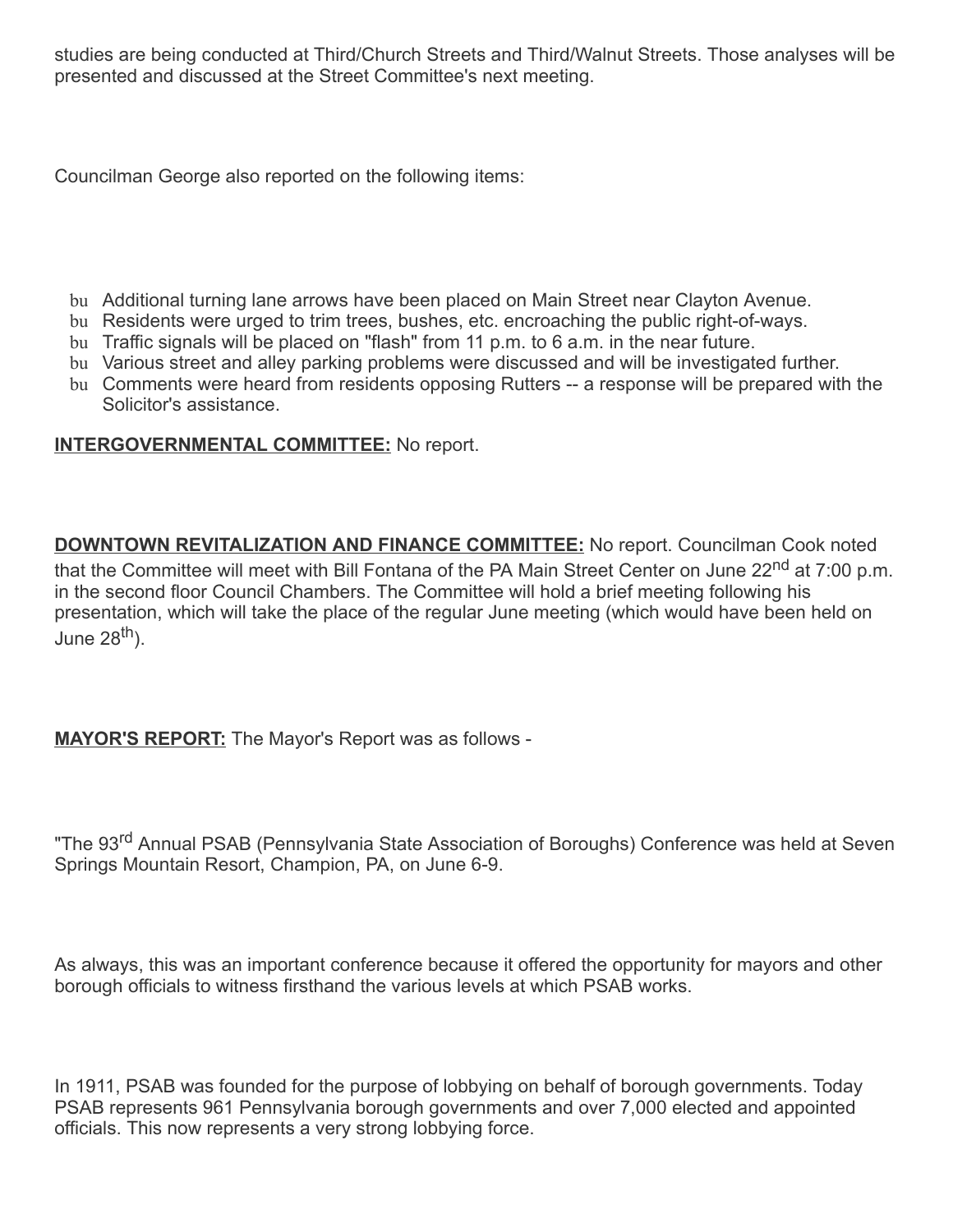studies are being conducted at Third/Church Streets and Third/Walnut Streets. Those analyses will be presented and discussed at the Street Committee's next meeting.

Councilman George also reported on the following items:

- Additional turning lane arrows have been placed on Main Street near Clayton Avenue.
- Residents were urged to trim trees, bushes, etc. encroaching the public right-of-ways.
- Traffic signals will be placed on "flash" from 11 p.m. to 6 a.m. in the near future.
- Various street and alley parking problems were discussed and will be investigated further.
- Comments were heard from residents opposing Rutters -- a response will be prepared with the Solicitor's assistance.

**INTERGOVERNMENTAL COMMITTEE:** No report.

**DOWNTOWN REVITALIZATION AND FINANCE COMMITTEE:** No report. Councilman Cook noted that the Committee will meet with Bill Fontana of the PA Main Street Center on June 22nd at 7:00 p.m. in the second floor Council Chambers. The Committee will hold a brief meeting following his presentation, which will take the place of the regular June meeting (which would have been held on June 28th).

**MAYOR'S REPORT:** The Mayor's Report was as follows -

"The 93rd Annual PSAB (Pennsylvania State Association of Boroughs) Conference was held at Seven Springs Mountain Resort, Champion, PA, on June 6-9.

As always, this was an important conference because it offered the opportunity for mayors and other borough officials to witness firsthand the various levels at which PSAB works.

In 1911, PSAB was founded for the purpose of lobbying on behalf of borough governments. Today PSAB represents 961 Pennsylvania borough governments and over 7,000 elected and appointed officials. This now represents a very strong lobbying force.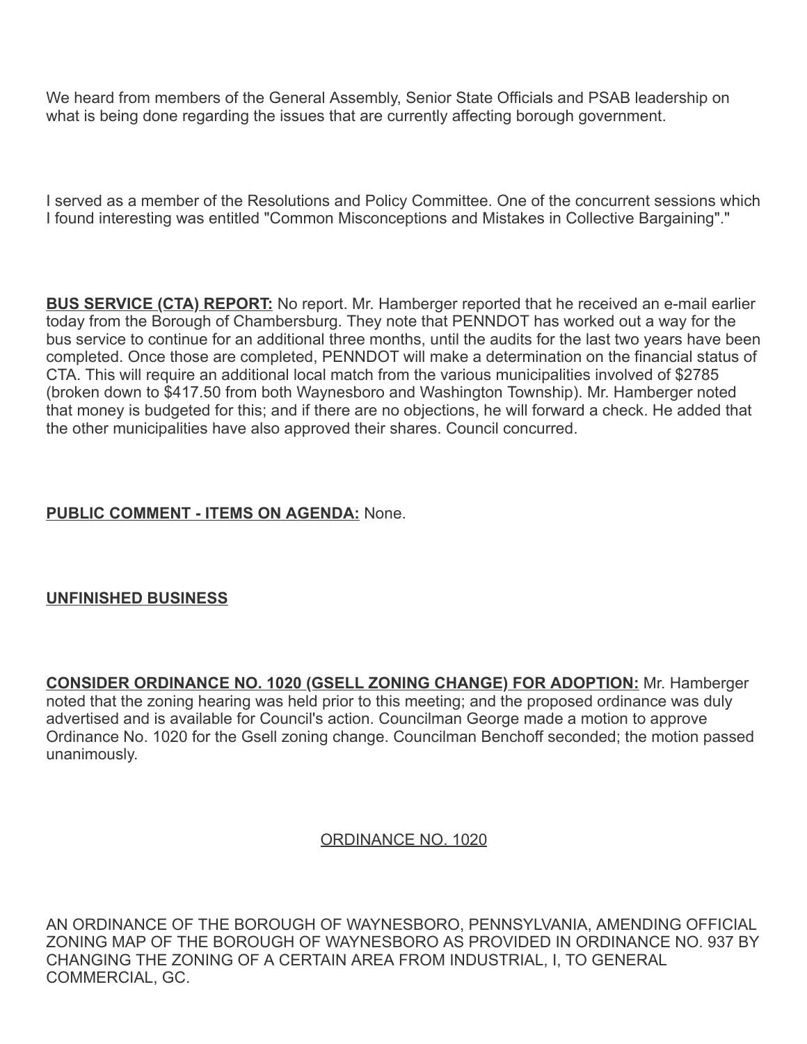We heard from members of the General Assembly, Senior State Officials and PSAB leadership on what is being done regarding the issues that are currently affecting borough government.

I served as a member of the Resolutions and Policy Committee. One of the concurrent sessions which I found interesting was entitled "Common Misconceptions and Mistakes in Collective Bargaining"."

**BUS SERVICE (CTA) REPORT:** No report. Mr. Hamberger reported that he received an e-mail earlier today from the Borough of Chambersburg. They note that PENNDOT has worked out a way for the bus service to continue for an additional three months, until the audits for the last two years have been completed. Once those are completed, PENNDOT will make a determination on the financial status of CTA. This will require an additional local match from the various municipalities involved of $2785 (broken down to $417.50 from both Waynesboro and Washington Township). Mr. Hamberger noted that money is budgeted for this; and if there are no objections, he will forward a check. He added that the other municipalities have also approved their shares. Council concurred.

**PUBLIC COMMENT - ITEMS ON AGENDA:** None.

**UNFINISHED BUSINESS**

**CONSIDER ORDINANCE NO. 1020 (GSELL ZONING CHANGE) FOR ADOPTION:** Mr. Hamberger noted that the zoning hearing was held prior to this meeting; and the proposed ordinance was duly advertised and is available for Council's action. Councilman George made a motion to approve Ordinance No. 1020 for the Gsell zoning change. Councilman Benchoff seconded; the motion passed unanimously.

ORDINANCE NO. 1020

AN ORDINANCE OF THE BOROUGH OF WAYNESBORO, PENNSYLVANIA, AMENDING OFFICIAL ZONING MAP OF THE BOROUGH OF WAYNESBORO AS PROVIDED IN ORDINANCE NO. 937 BY CHANGING THE ZONING OF A CERTAIN AREA FROM INDUSTRIAL, I, TO GENERAL COMMERCIAL, GC.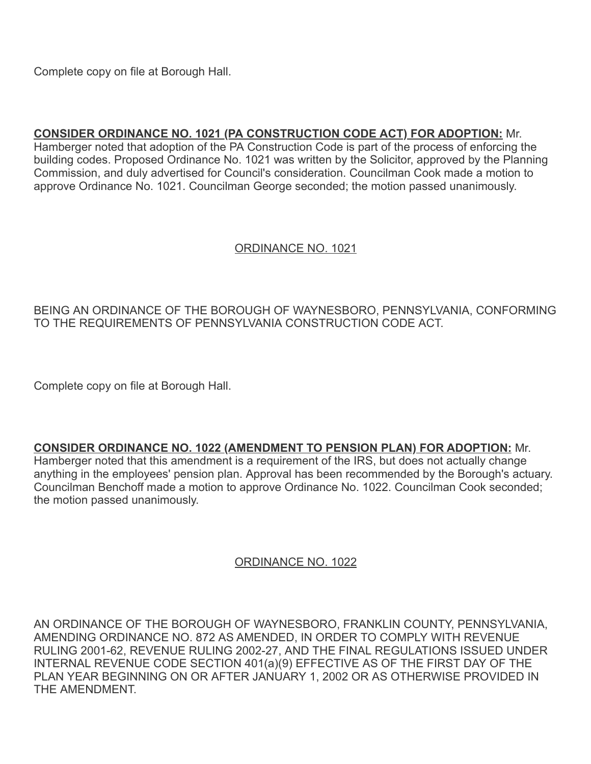Complete copy on file at Borough Hall.

**CONSIDER ORDINANCE NO. 1021 (PA CONSTRUCTION CODE ACT) FOR ADOPTION:** Mr. Hamberger noted that adoption of the PA Construction Code is part of the process of enforcing the building codes. Proposed Ordinance No. 1021 was written by the Solicitor, approved by the Planning Commission, and duly advertised for Council's consideration. Councilman Cook made a motion to approve Ordinance No. 1021. Councilman George seconded; the motion passed unanimously.

ORDINANCE NO. 1021

BEING AN ORDINANCE OF THE BOROUGH OF WAYNESBORO, PENNSYLVANIA, CONFORMING TO THE REQUIREMENTS OF PENNSYLVANIA CONSTRUCTION CODE ACT.

Complete copy on file at Borough Hall.

**CONSIDER ORDINANCE NO. 1022 (AMENDMENT TO PENSION PLAN) FOR ADOPTION:** Mr. Hamberger noted that this amendment is a requirement of the IRS, but does not actually change anything in the employees' pension plan. Approval has been recommended by the Borough's actuary. Councilman Benchoff made a motion to approve Ordinance No. 1022. Councilman Cook seconded; the motion passed unanimously.

ORDINANCE NO. 1022

AN ORDINANCE OF THE BOROUGH OF WAYNESBORO, FRANKLIN COUNTY, PENNSYLVANIA, AMENDING ORDINANCE NO. 872 AS AMENDED, IN ORDER TO COMPLY WITH REVENUE RULING 2001-62, REVENUE RULING 2002-27, AND THE FINAL REGULATIONS ISSUED UNDER INTERNAL REVENUE CODE SECTION 401(a)(9) EFFECTIVE AS OF THE FIRST DAY OF THE PLAN YEAR BEGINNING ON OR AFTER JANUARY 1, 2002 OR AS OTHERWISE PROVIDED IN THE AMENDMENT.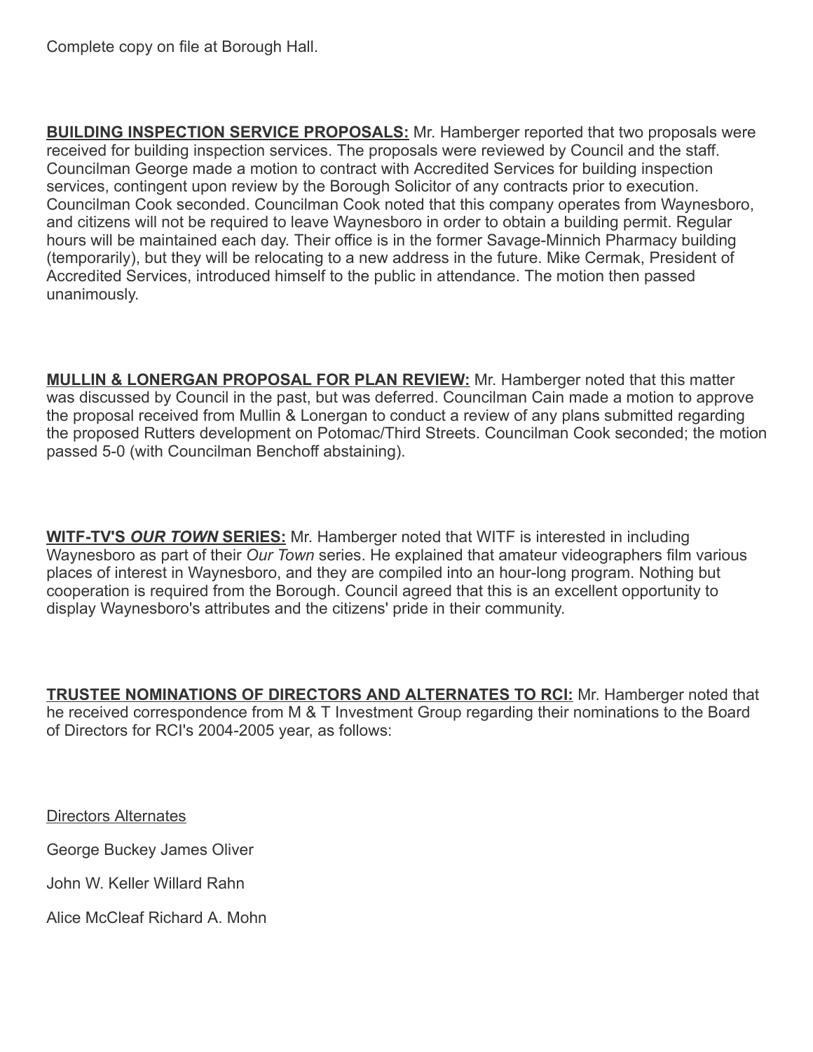Complete copy on file at Borough Hall.

**BUILDING INSPECTION SERVICE PROPOSALS:** Mr. Hamberger reported that two proposals were received for building inspection services. The proposals were reviewed by Council and the staff. Councilman George made a motion to contract with Accredited Services for building inspection services, contingent upon review by the Borough Solicitor of any contracts prior to execution. Councilman Cook seconded. Councilman Cook noted that this company operates from Waynesboro, and citizens will not be required to leave Waynesboro in order to obtain a building permit. Regular hours will be maintained each day. Their office is in the former Savage-Minnich Pharmacy building (temporarily), but they will be relocating to a new address in the future. Mike Cermak, President of Accredited Services, introduced himself to the public in attendance. The motion then passed unanimously.

**MULLIN & LONERGAN PROPOSAL FOR PLAN REVIEW:** Mr. Hamberger noted that this matter was discussed by Council in the past, but was deferred. Councilman Cain made a motion to approve the proposal received from Mullin & Lonergan to conduct a review of any plans submitted regarding the proposed Rutters development on Potomac/Third Streets. Councilman Cook seconded; the motion passed 5-0 (with Councilman Benchoff abstaining).

**WITF-TV'S *OUR TOWN* SERIES:** Mr. Hamberger noted that WITF is interested in including Waynesboro as part of their *Our Town* series. He explained that amateur videographers film various places of interest in Waynesboro, and they are compiled into an hour-long program. Nothing but cooperation is required from the Borough. Council agreed that this is an excellent opportunity to display Waynesboro's attributes and the citizens' pride in their community.

**TRUSTEE NOMINATIONS OF DIRECTORS AND ALTERNATES TO RCI:** Mr. Hamberger noted that he received correspondence from M & T Investment Group regarding their nominations to the Board of Directors for RCI's 2004-2005 year, as follows:

| Directors | Alternates |
|---|---|
| George Buckey | James Oliver |
| John W. Keller | Willard Rahn |
| Alice McCleaf | Richard A. Mohn |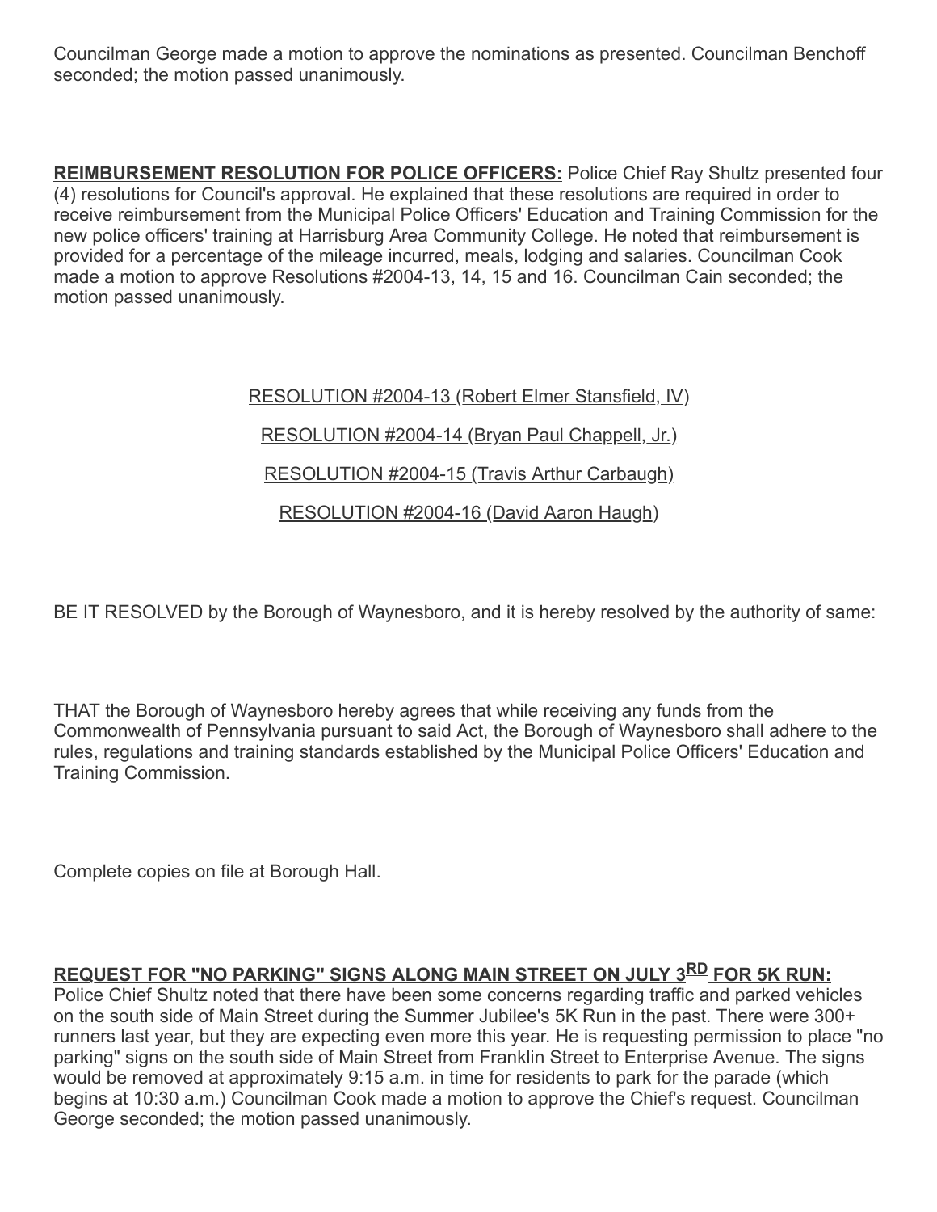Councilman George made a motion to approve the nominations as presented. Councilman Benchoff seconded; the motion passed unanimously.

**REIMBURSEMENT RESOLUTION FOR POLICE OFFICERS:** Police Chief Ray Shultz presented four (4) resolutions for Council's approval. He explained that these resolutions are required in order to receive reimbursement from the Municipal Police Officers' Education and Training Commission for the new police officers' training at Harrisburg Area Community College. He noted that reimbursement is provided for a percentage of the mileage incurred, meals, lodging and salaries. Councilman Cook made a motion to approve Resolutions #2004-13, 14, 15 and 16. Councilman Cain seconded; the motion passed unanimously.

RESOLUTION #2004-13 (Robert Elmer Stansfield, IV)

RESOLUTION #2004-14 (Bryan Paul Chappell, Jr.)

RESOLUTION #2004-15 (Travis Arthur Carbaugh)

RESOLUTION #2004-16 (David Aaron Haugh)

BE IT RESOLVED by the Borough of Waynesboro, and it is hereby resolved by the authority of same:

THAT the Borough of Waynesboro hereby agrees that while receiving any funds from the Commonwealth of Pennsylvania pursuant to said Act, the Borough of Waynesboro shall adhere to the rules, regulations and training standards established by the Municipal Police Officers' Education and Training Commission.

Complete copies on file at Borough Hall.

**REQUEST FOR "NO PARKING" SIGNS ALONG MAIN STREET ON JULY 3RD FOR 5K RUN:** Police Chief Shultz noted that there have been some concerns regarding traffic and parked vehicles on the south side of Main Street during the Summer Jubilee's 5K Run in the past. There were 300+ runners last year, but they are expecting even more this year. He is requesting permission to place "no parking" signs on the south side of Main Street from Franklin Street to Enterprise Avenue. The signs would be removed at approximately 9:15 a.m. in time for residents to park for the parade (which begins at 10:30 a.m.) Councilman Cook made a motion to approve the Chief's request. Councilman George seconded; the motion passed unanimously.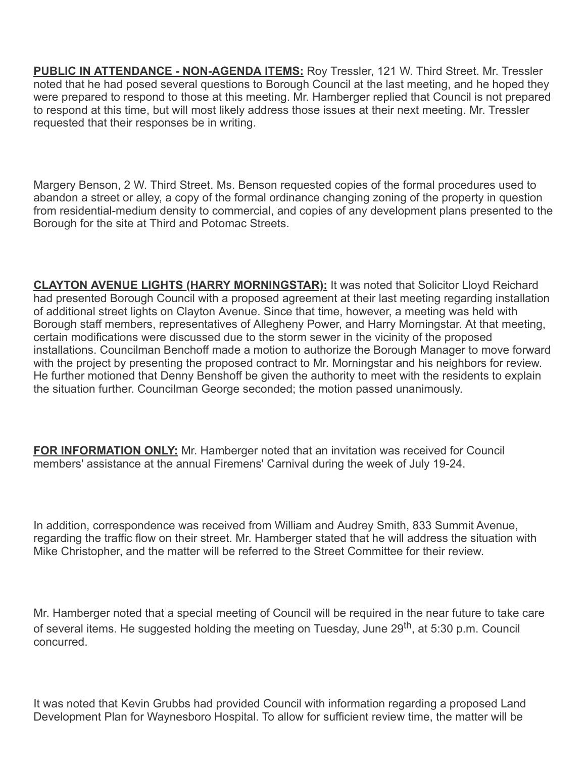**PUBLIC IN ATTENDANCE - NON-AGENDA ITEMS:** Roy Tressler, 121 W. Third Street. Mr. Tressler noted that he had posed several questions to Borough Council at the last meeting, and he hoped they were prepared to respond to those at this meeting. Mr. Hamberger replied that Council is not prepared to respond at this time, but will most likely address those issues at their next meeting. Mr. Tressler requested that their responses be in writing.

Margery Benson, 2 W. Third Street. Ms. Benson requested copies of the formal procedures used to abandon a street or alley, a copy of the formal ordinance changing zoning of the property in question from residential-medium density to commercial, and copies of any development plans presented to the Borough for the site at Third and Potomac Streets.

**CLAYTON AVENUE LIGHTS (HARRY MORNINGSTAR):** It was noted that Solicitor Lloyd Reichard had presented Borough Council with a proposed agreement at their last meeting regarding installation of additional street lights on Clayton Avenue. Since that time, however, a meeting was held with Borough staff members, representatives of Allegheny Power, and Harry Morningstar. At that meeting, certain modifications were discussed due to the storm sewer in the vicinity of the proposed installations. Councilman Benchoff made a motion to authorize the Borough Manager to move forward with the project by presenting the proposed contract to Mr. Morningstar and his neighbors for review. He further motioned that Denny Benshoff be given the authority to meet with the residents to explain the situation further. Councilman George seconded; the motion passed unanimously.

**FOR INFORMATION ONLY:** Mr. Hamberger noted that an invitation was received for Council members' assistance at the annual Firemens' Carnival during the week of July 19-24.

In addition, correspondence was received from William and Audrey Smith, 833 Summit Avenue, regarding the traffic flow on their street. Mr. Hamberger stated that he will address the situation with Mike Christopher, and the matter will be referred to the Street Committee for their review.

Mr. Hamberger noted that a special meeting of Council will be required in the near future to take care of several items. He suggested holding the meeting on Tuesday, June 29th, at 5:30 p.m. Council concurred.

It was noted that Kevin Grubbs had provided Council with information regarding a proposed Land Development Plan for Waynesboro Hospital. To allow for sufficient review time, the matter will be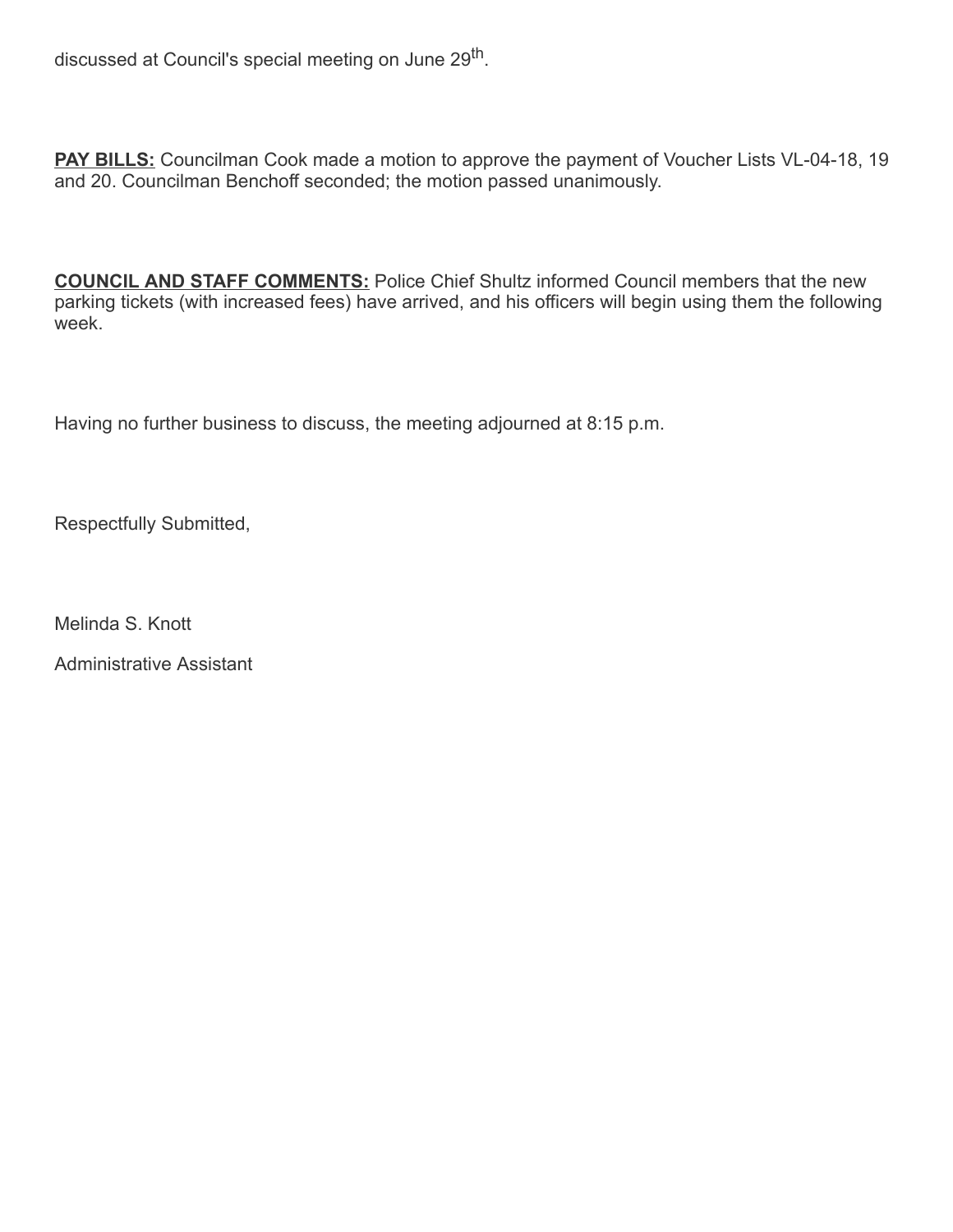discussed at Council's special meeting on June 29th.

**PAY BILLS:** Councilman Cook made a motion to approve the payment of Voucher Lists VL-04-18, 19 and 20. Councilman Benchoff seconded; the motion passed unanimously.

**COUNCIL AND STAFF COMMENTS:** Police Chief Shultz informed Council members that the new parking tickets (with increased fees) have arrived, and his officers will begin using them the following week.

Having no further business to discuss, the meeting adjourned at 8:15 p.m.

Respectfully Submitted,

Melinda S. Knott

Administrative Assistant